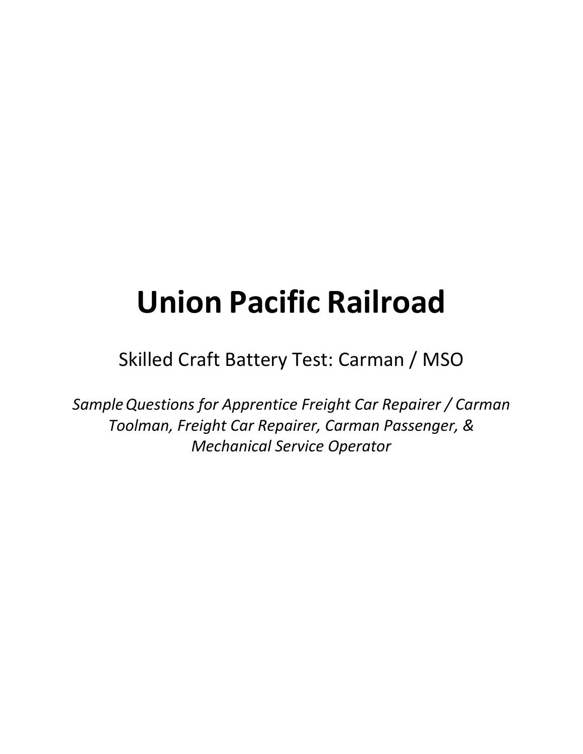# Union Pacific Railroad

Skilled Craft Battery Test: Carman / MSO

*Sample Questions for Apprentice Freight Car Repairer / Carman Toolman, Freight Car Repairer, Carman Passenger, & Mechanical Service Operator*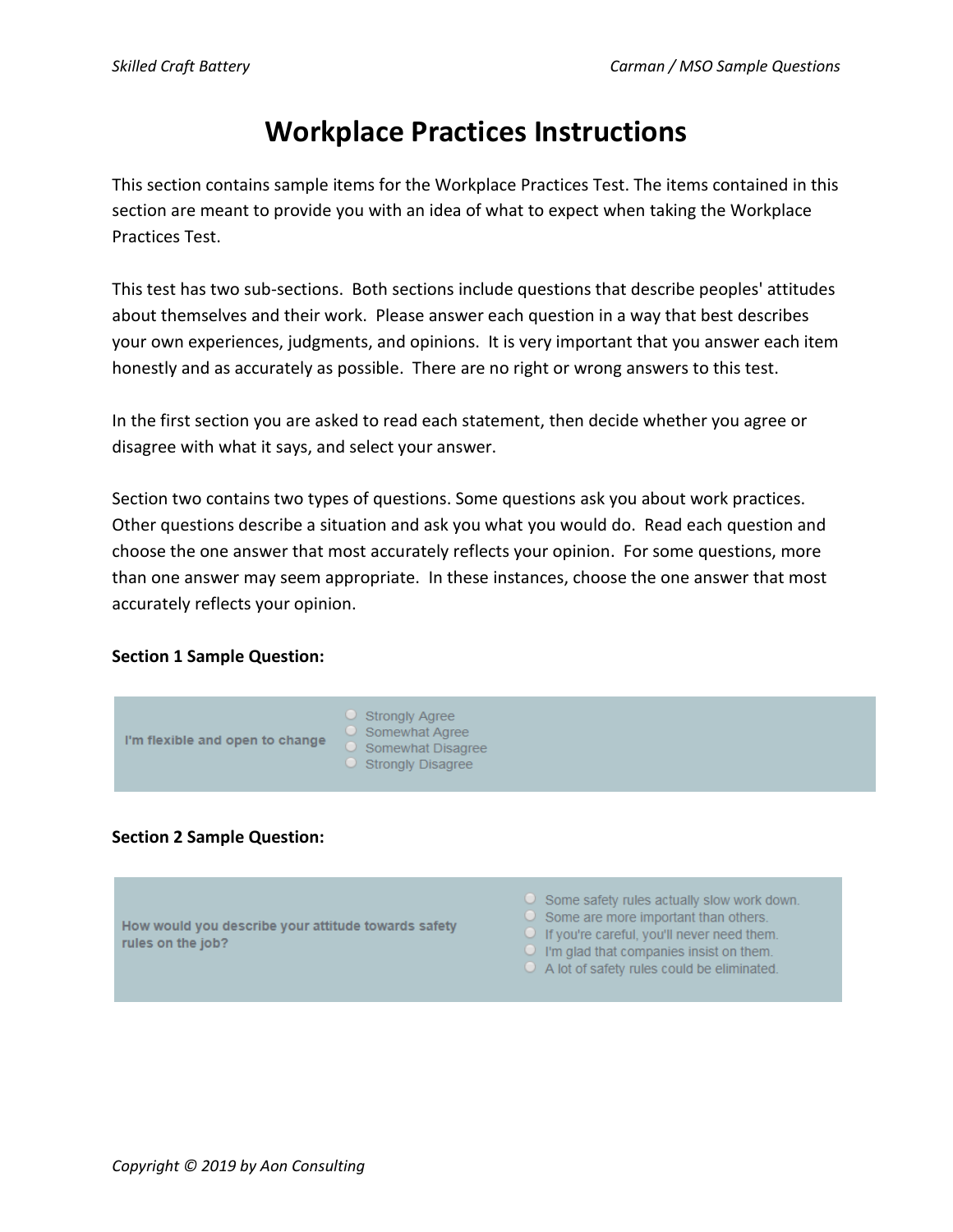# Workplace Practices Instructions

This section contains sample items for the Workplace Practices Test. The items contained in this section are meant to provide you with an idea of what to expect when taking the Workplace Practices Test.

This test has two sub-sections. Both sections include questions that describe peoples' attitudes about themselves and their work. Please answer each question in a way that best describes your own experiences, judgments, and opinions. It is very important that you answer each item honestly and as accurately as possible. There are no right or wrong answers to this test.

In the first section you are asked to read each statement, then decide whether you agree or disagree with what it says, and select your answer.

Section two contains two types of questions. Some questions ask you about work practices. Other questions describe a situation and ask you what you would do. Read each question and choose the one answer that most accurately reflects your opinion. For some questions, more than one answer may seem appropriate. In these instances, choose the one answer that most accurately reflects your opinion.

**Section 1 Sample Question:**

**I'm flexible and open to change**

- Strongly Agree
- Somewhat Agree
- Somewhat Disagree
- Strongly Disagree

**Section 2 Sample Question:**

**How would you describe your attitude towards safety rules on the job?**

- Some safety rules actually slow work down.
- Some are more important than others.
- If you're careful, you'll never need them.
- I'm glad that companies insist on them.
- A lot of safety rules could be eliminated.

*Copyright © 2019 by Aon Consulting*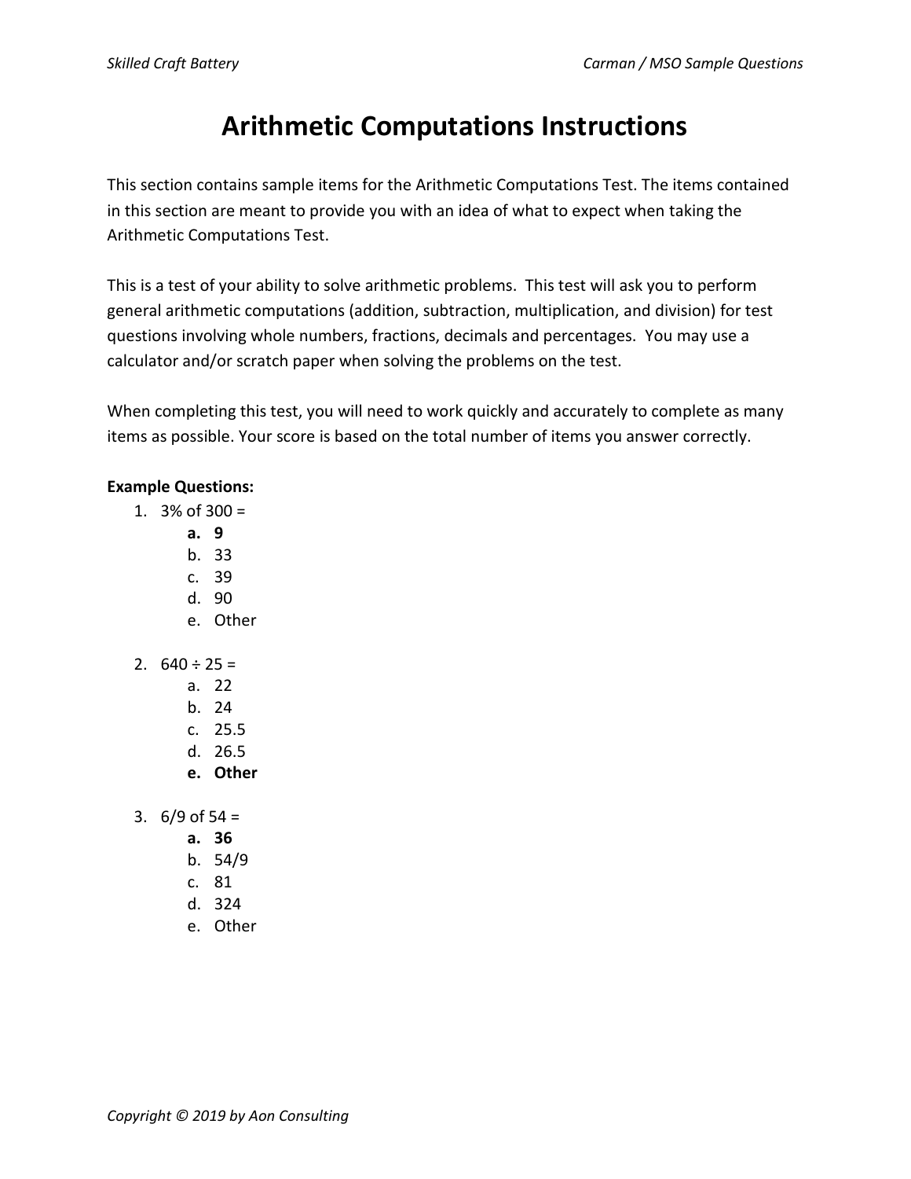# Arithmetic Computations Instructions

This section contains sample items for the Arithmetic Computations Test. The items contained in this section are meant to provide you with an idea of what to expect when taking the Arithmetic Computations Test.

This is a test of your ability to solve arithmetic problems. This test will ask you to perform general arithmetic computations (addition, subtraction, multiplication, and division) for test questions involving whole numbers, fractions, decimals and percentages. You may use a calculator and/or scratch paper when solving the problems on the test.

When completing this test, you will need to work quickly and accurately to complete as many items as possible. Your score is based on the total number of items you answer correctly.

**Example Questions:**

1. 3% of 300 =
   - **a. 9**
   - b. 33
   - c. 39
   - d. 90
   - e. Other

2. 640 ÷ 25 =
   - a. 22
   - b. 24
   - c. 25.5
   - d. 26.5
   - **e. Other**

3. 6/9 of 54 =
   - **a. 36**
   - b. 54/9
   - c. 81
   - d. 324
   - e. Other

*Copyright © 2019 by Aon Consulting*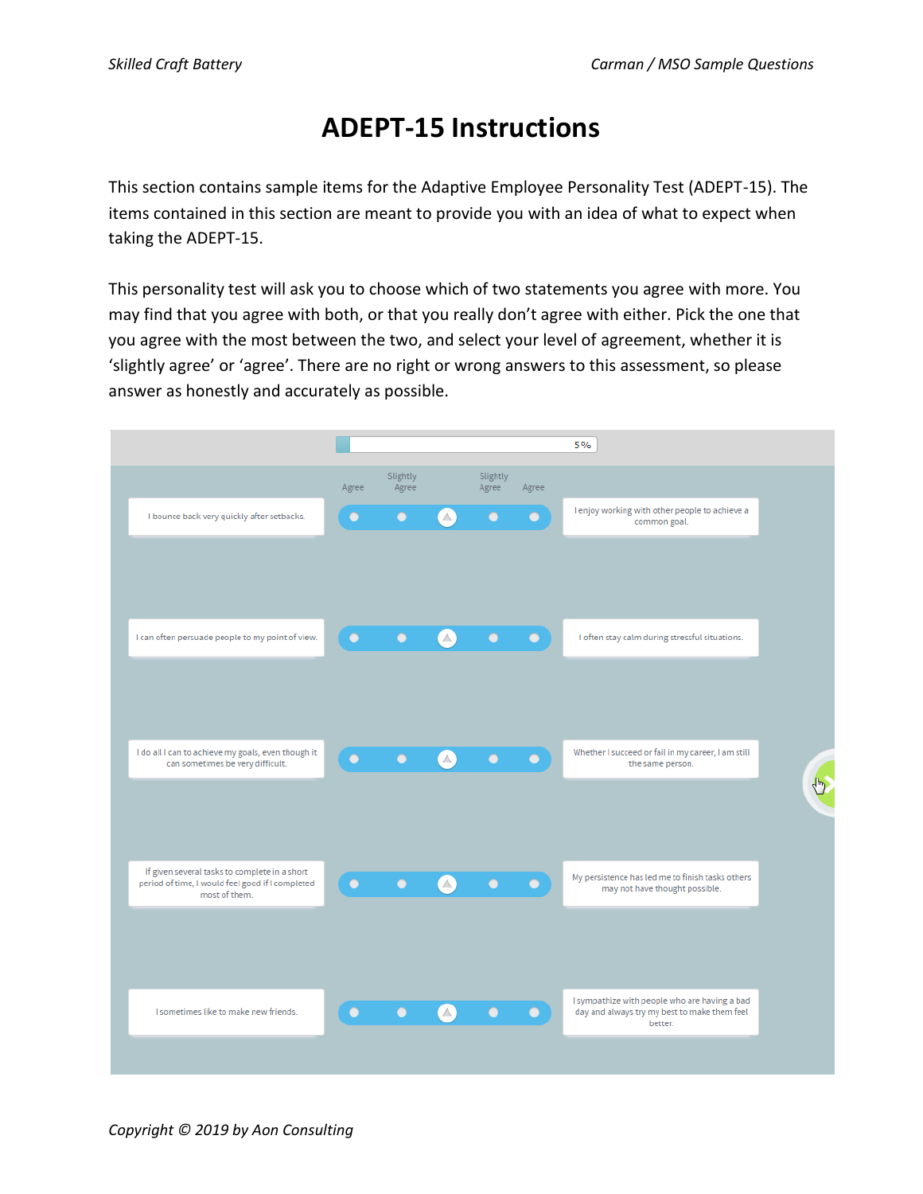# ADEPT-15 Instructions

This section contains sample items for the Adaptive Employee Personality Test (ADEPT-15). The items contained in this section are meant to provide you with an idea of what to expect when taking the ADEPT-15.

This personality test will ask you to choose which of two statements you agree with more. You may find that you agree with both, or that you really don't agree with either. Pick the one that you agree with the most between the two, and select your level of agreement, whether it is 'slightly agree' or 'agree'. There are no right or wrong answers to this assessment, so please answer as honestly and accurately as possible.

5%

Agree

Slightly Agree

Slightly Agree

Agree

I bounce back very quickly after setbacks.

I enjoy working with other people to achieve a common goal.

I can often persuade people to my point of view.

I often stay calm during stressful situations.

I do all I can to achieve my goals, even though it can sometimes be very difficult.

Whether I succeed or fail in my career, I am still the same person.

If given several tasks to complete in a short period of time, I would feel good if I completed most of them.

My persistence has led me to finish tasks others may not have thought possible.

I sometimes like to make new friends.

I sympathize with people who are having a bad day and always try my best to make them feel better.

*Copyright © 2019 by Aon Consulting*